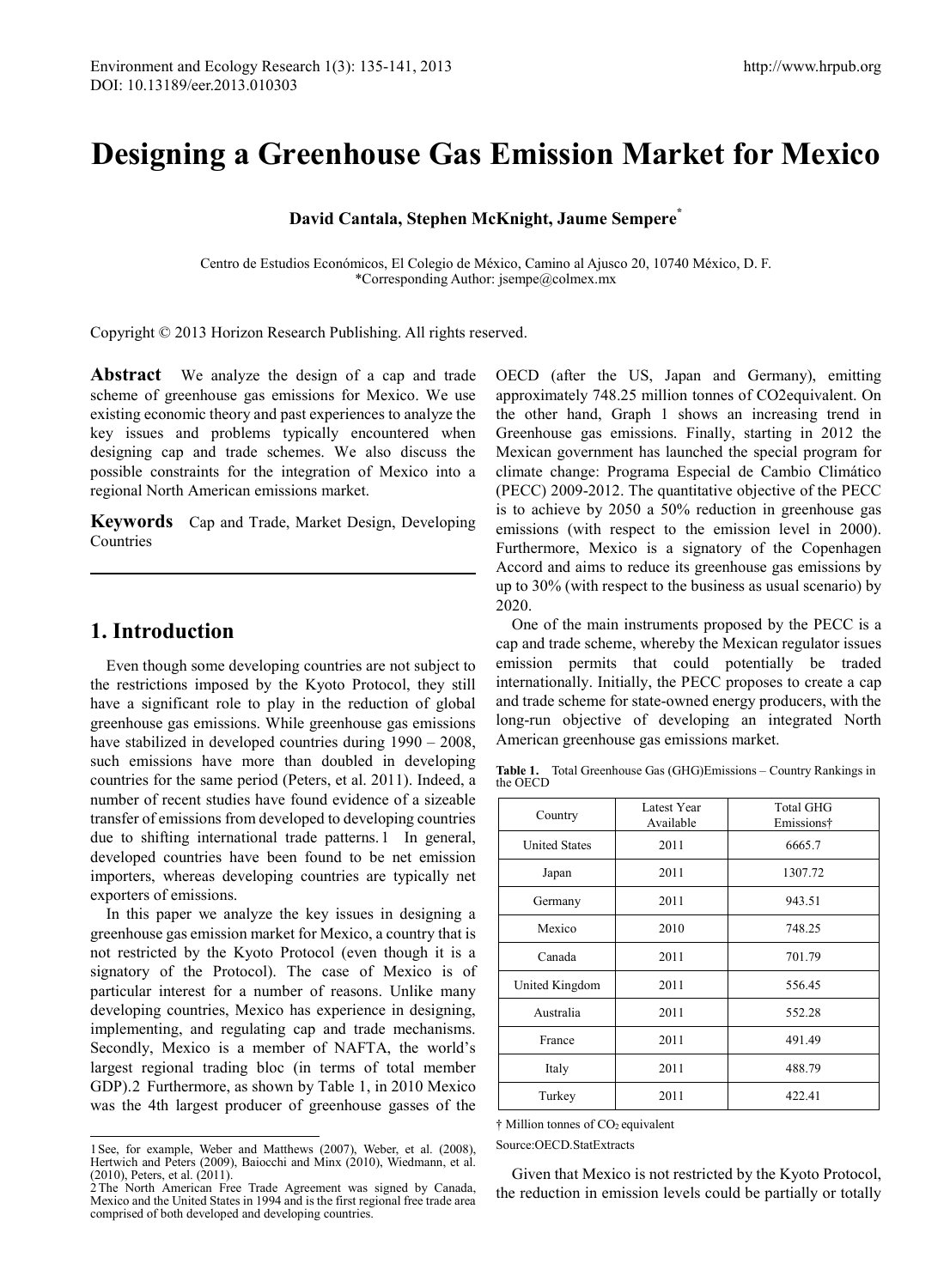# Designing a Greenhouse Gas Emission Market for Mexico

**David Cantala, Stephen McKnight, Jaume Sempere***

Centro de Estudios Económicos, El Colegio de México, Camino al Ajusco 20, 10740 México, D. F.
*Corresponding Author: jsempe@colmex.mx

Copyright © 2013 Horizon Research Publishing. All rights reserved.

**Abstract** We analyze the design of a cap and trade scheme of greenhouse gas emissions for Mexico. We use existing economic theory and past experiences to analyze the key issues and problems typically encountered when designing cap and trade schemes. We also discuss the possible constraints for the integration of Mexico into a regional North American emissions market.

**Keywords** Cap and Trade, Market Design, Developing Countries

## 1. Introduction

Even though some developing countries are not subject to the restrictions imposed by the Kyoto Protocol, they still have a significant role to play in the reduction of global greenhouse gas emissions. While greenhouse gas emissions have stabilized in developed countries during 1990 – 2008, such emissions have more than doubled in developing countries for the same period (Peters, et al. 2011). Indeed, a number of recent studies have found evidence of a sizeable transfer of emissions from developed to developing countries due to shifting international trade patterns.[1] In general, developed countries have been found to be net emission importers, whereas developing countries are typically net exporters of emissions.

In this paper we analyze the key issues in designing a greenhouse gas emission market for Mexico, a country that is not restricted by the Kyoto Protocol (even though it is a signatory of the Protocol). The case of Mexico is of particular interest for a number of reasons. Unlike many developing countries, Mexico has experience in designing, implementing, and regulating cap and trade mechanisms. Secondly, Mexico is a member of NAFTA, the world's largest regional trading bloc (in terms of total member GDP).[2] Furthermore, as shown by Table 1, in 2010 Mexico was the 4th largest producer of greenhouse gasses of the OECD (after the US, Japan and Germany), emitting approximately 748.25 million tonnes of CO2equivalent. On the other hand, Graph 1 shows an increasing trend in Greenhouse gas emissions. Finally, starting in 2012 the Mexican government has launched the special program for climate change: Programa Especial de Cambio Climático (PECC) 2009-2012. The quantitative objective of the PECC is to achieve by 2050 a 50% reduction in greenhouse gas emissions (with respect to the emission level in 2000). Furthermore, Mexico is a signatory of the Copenhagen Accord and aims to reduce its greenhouse gas emissions by up to 30% (with respect to the business as usual scenario) by 2020.

One of the main instruments proposed by the PECC is a cap and trade scheme, whereby the Mexican regulator issues emission permits that could potentially be traded internationally. Initially, the PECC proposes to create a cap and trade scheme for state-owned energy producers, with the long-run objective of developing an integrated North American greenhouse gas emissions market.

**Table 1.** Total Greenhouse Gas (GHG)Emissions – Country Rankings in the OECD

| Country | Latest Year Available | Total GHG Emissions† |
|---|---|---|
| United States | 2011 | 6665.7 |
| Japan | 2011 | 1307.72 |
| Germany | 2011 | 943.51 |
| Mexico | 2010 | 748.25 |
| Canada | 2011 | 701.79 |
| United Kingdom | 2011 | 556.45 |
| Australia | 2011 | 552.28 |
| France | 2011 | 491.49 |
| Italy | 2011 | 488.79 |
| Turkey | 2011 | 422.41 |

† Million tonnes of $CO_2$ equivalent

Source:OECD.StatExtracts

Given that Mexico is not restricted by the Kyoto Protocol, the reduction in emission levels could be partially or totally

---

[1] See, for example, Weber and Matthews (2007), Weber, et al. (2008), Hertwich and Peters (2009), Baiocchi and Minx (2010), Wiedmann, et al. (2010), Peters, et al. (2011).

[2] The North American Free Trade Agreement was signed by Canada, Mexico and the United States in 1994 and is the first regional free trade area comprised of both developed and developing countries.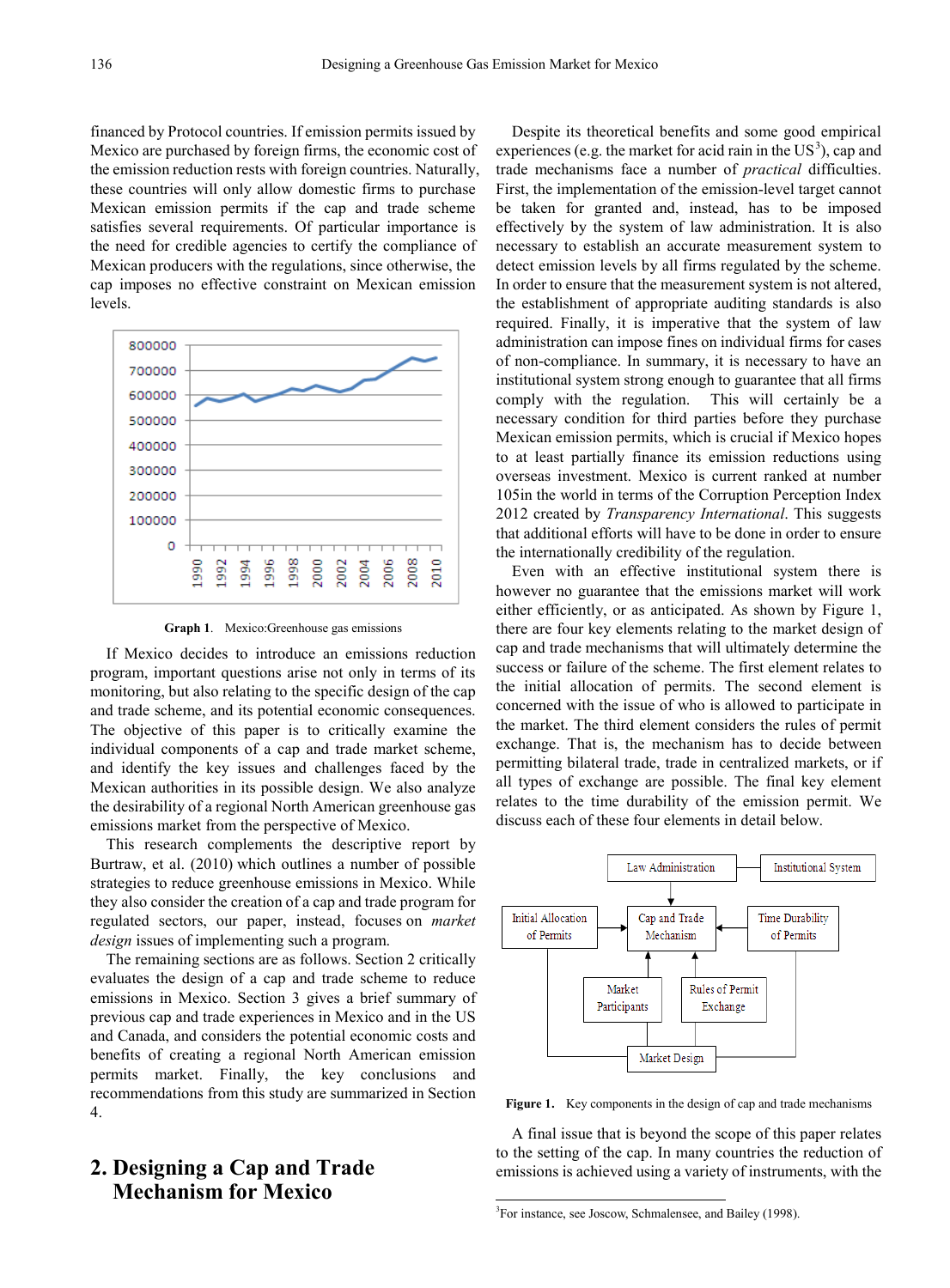financed by Protocol countries. If emission permits issued by Mexico are purchased by foreign firms, the economic cost of the emission reduction rests with foreign countries. Naturally, these countries will only allow domestic firms to purchase Mexican emission permits if the cap and trade scheme satisfies several requirements. Of particular importance is the need for credible agencies to certify the compliance of Mexican producers with the regulations, since otherwise, the cap imposes no effective constraint on Mexican emission levels.

**Graph 1.** Mexico:Greenhouse gas emissions

If Mexico decides to introduce an emissions reduction program, important questions arise not only in terms of its monitoring, but also relating to the specific design of the cap and trade scheme, and its potential economic consequences. The objective of this paper is to critically examine the individual components of a cap and trade market scheme, and identify the key issues and challenges faced by the Mexican authorities in its possible design. We also analyze the desirability of a regional North American greenhouse gas emissions market from the perspective of Mexico.

This research complements the descriptive report by Burtraw, et al. (2010) which outlines a number of possible strategies to reduce greenhouse emissions in Mexico. While they also consider the creation of a cap and trade program for regulated sectors, our paper, instead, focuses on *market design* issues of implementing such a program.

The remaining sections are as follows. Section 2 critically evaluates the design of a cap and trade scheme to reduce emissions in Mexico. Section 3 gives a brief summary of previous cap and trade experiences in Mexico and in the US and Canada, and considers the potential economic costs and benefits of creating a regional North American emission permits market. Finally, the key conclusions and recommendations from this study are summarized in Section 4.

## 2. Designing a Cap and Trade Mechanism for Mexico

Despite its theoretical benefits and some good empirical experiences (e.g. the market for acid rain in the US[3]), cap and trade mechanisms face a number of *practical* difficulties. First, the implementation of the emission-level target cannot be taken for granted and, instead, has to be imposed effectively by the system of law administration. It is also necessary to establish an accurate measurement system to detect emission levels by all firms regulated by the scheme. In order to ensure that the measurement system is not altered, the establishment of appropriate auditing standards is also required. Finally, it is imperative that the system of law administration can impose fines on individual firms for cases of non-compliance. In summary, it is necessary to have an institutional system strong enough to guarantee that all firms comply with the regulation. This will certainly be a necessary condition for third parties before they purchase Mexican emission permits, which is crucial if Mexico hopes to at least partially finance its emission reductions using overseas investment. Mexico is current ranked at number 105in the world in terms of the Corruption Perception Index 2012 created by *Transparency International*. This suggests that additional efforts will have to be done in order to ensure the internationally credibility of the regulation.

Even with an effective institutional system there is however no guarantee that the emissions market will work either efficiently, or as anticipated. As shown by Figure 1, there are four key elements relating to the market design of cap and trade mechanisms that will ultimately determine the success or failure of the scheme. The first element relates to the initial allocation of permits. The second element is concerned with the issue of who is allowed to participate in the market. The third element considers the rules of permit exchange. That is, the mechanism has to decide between permitting bilateral trade, trade in centralized markets, or if all types of exchange are possible. The final key element relates to the time durability of the emission permit. We discuss each of these four elements in detail below.

**Figure 1.** Key components in the design of cap and trade mechanisms

A final issue that is beyond the scope of this paper relates to the setting of the cap. In many countries the reduction of emissions is achieved using a variety of instruments, with the

[3]For instance, see Joscow, Schmalensee, and Bailey (1998).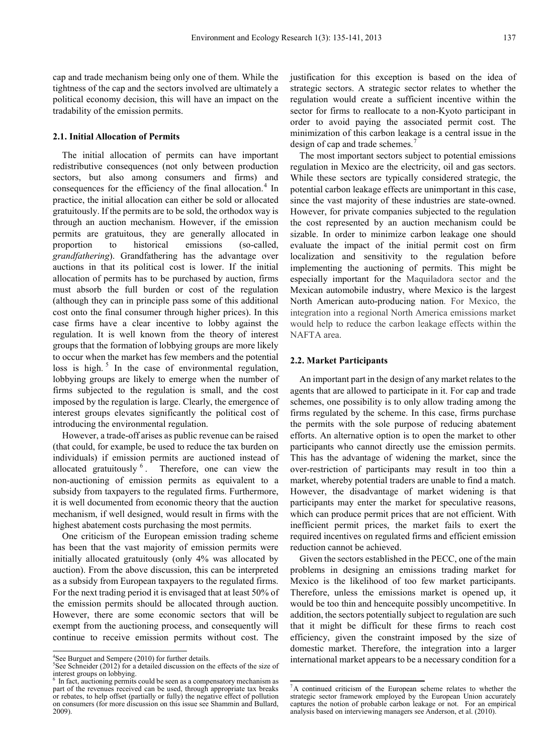cap and trade mechanism being only one of them. While the tightness of the cap and the sectors involved are ultimately a political economy decision, this will have an impact on the tradability of the emission permits.

### 2.1. Initial Allocation of Permits

The initial allocation of permits can have important redistributive consequences (not only between production sectors, but also among consumers and firms) and consequences for the efficiency of the final allocation.[4] In practice, the initial allocation can either be sold or allocated gratuitously. If the permits are to be sold, the orthodox way is through an auction mechanism. However, if the emission permits are gratuitous, they are generally allocated in proportion to historical emissions (so-called, *grandfathering*). Grandfathering has the advantage over auctions in that its political cost is lower. If the initial allocation of permits has to be purchased by auction, firms must absorb the full burden or cost of the regulation (although they can in principle pass some of this additional cost onto the final consumer through higher prices). In this case firms have a clear incentive to lobby against the regulation. It is well known from the theory of interest groups that the formation of lobbying groups are more likely to occur when the market has few members and the potential loss is high.[5] In the case of environmental regulation, lobbying groups are likely to emerge when the number of firms subjected to the regulation is small, and the cost imposed by the regulation is large. Clearly, the emergence of interest groups elevates significantly the political cost of introducing the environmental regulation.

However, a trade-off arises as public revenue can be raised (that could, for example, be used to reduce the tax burden on individuals) if emission permits are auctioned instead of allocated gratuitously[6]. Therefore, one can view the non-auctioning of emission permits as equivalent to a subsidy from taxpayers to the regulated firms. Furthermore, it is well documented from economic theory that the auction mechanism, if well designed, would result in firms with the highest abatement costs purchasing the most permits.

One criticism of the European emission trading scheme has been that the vast majority of emission permits were initially allocated gratuitously (only 4% was allocated by auction). From the above discussion, this can be interpreted as a subsidy from European taxpayers to the regulated firms. For the next trading period it is envisaged that at least 50% of the emission permits should be allocated through auction. However, there are some economic sectors that will be exempt from the auctioning process, and consequently will continue to receive emission permits without cost. The justification for this exception is based on the idea of strategic sectors. A strategic sector relates to whether the regulation would create a sufficient incentive within the sector for firms to reallocate to a non-Kyoto participant in order to avoid paying the associated permit cost. The minimization of this carbon leakage is a central issue in the design of cap and trade schemes.[7]

The most important sectors subject to potential emissions regulation in Mexico are the electricity, oil and gas sectors. While these sectors are typically considered strategic, the potential carbon leakage effects are unimportant in this case, since the vast majority of these industries are state-owned. However, for private companies subjected to the regulation the cost represented by an auction mechanism could be sizable. In order to minimize carbon leakage one should evaluate the impact of the initial permit cost on firm localization and sensitivity to the regulation before implementing the auctioning of permits. This might be especially important for the Maquiladora sector and the Mexican automobile industry, where Mexico is the largest North American auto-producing nation. For Mexico, the integration into a regional North America emissions market would help to reduce the carbon leakage effects within the NAFTA area.

### 2.2. Market Participants

An important part in the design of any market relates to the agents that are allowed to participate in it. For cap and trade schemes, one possibility is to only allow trading among the firms regulated by the scheme. In this case, firms purchase the permits with the sole purpose of reducing abatement efforts. An alternative option is to open the market to other participants who cannot directly use the emission permits. This has the advantage of widening the market, since the over-restriction of participants may result in too thin a market, whereby potential traders are unable to find a match. However, the disadvantage of market widening is that participants may enter the market for speculative reasons, which can produce permit prices that are not efficient. With inefficient permit prices, the market fails to exert the required incentives on regulated firms and efficient emission reduction cannot be achieved.

Given the sectors established in the PECC, one of the main problems in designing an emissions trading market for Mexico is the likelihood of too few market participants. Therefore, unless the emissions market is opened up, it would be too thin and hencequite possibly uncompetitive. In addition, the sectors potentially subject to regulation are such that it might be difficult for these firms to reach cost efficiency, given the constraint imposed by the size of domestic market. Therefore, the integration into a larger international market appears to be a necessary condition for a

---

[4] See Burguet and Sempere (2010) for further details.

[5] See Schneider (2012) for a detailed discussion on the effects of the size of interest groups on lobbying.

[6] In fact, auctioning permits could be seen as a compensatory mechanism as part of the revenues received can be used, through appropriate tax breaks or rebates, to help offset (partially or fully) the negative effect of pollution on consumers (for more discussion on this issue see Shammin and Bullard, 2009).

[7] A continued criticism of the European scheme relates to whether the strategic sector framework employed by the European Union accurately captures the notion of probable carbon leakage or not. For an empirical analysis based on interviewing managers see Anderson, et al. (2010).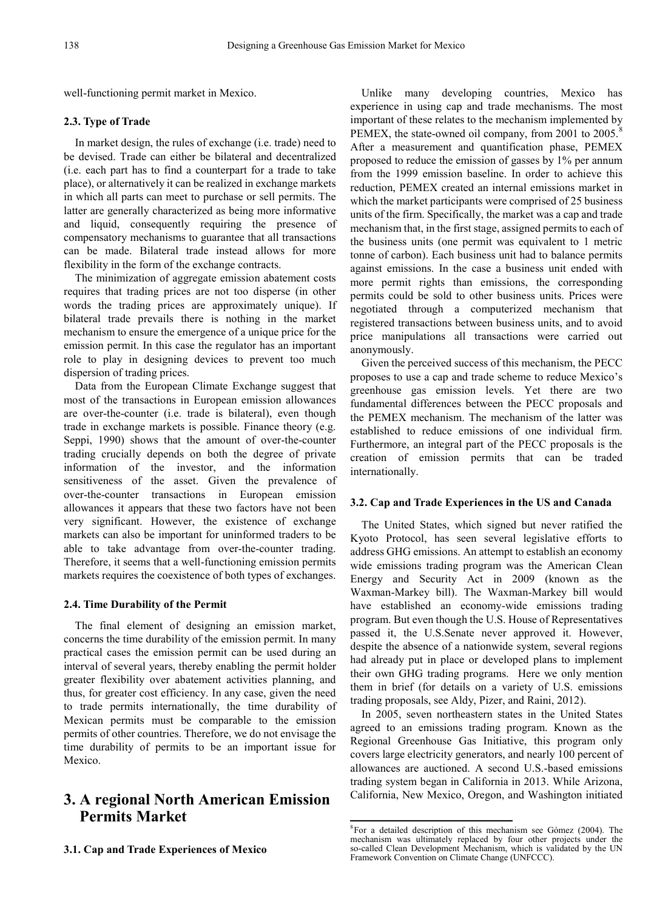well-functioning permit market in Mexico.

### 2.3. Type of Trade

In market design, the rules of exchange (i.e. trade) need to be devised. Trade can either be bilateral and decentralized (i.e. each part has to find a counterpart for a trade to take place), or alternatively it can be realized in exchange markets in which all parts can meet to purchase or sell permits. The latter are generally characterized as being more informative and liquid, consequently requiring the presence of compensatory mechanisms to guarantee that all transactions can be made. Bilateral trade instead allows for more flexibility in the form of the exchange contracts.

The minimization of aggregate emission abatement costs requires that trading prices are not too disperse (in other words the trading prices are approximately unique). If bilateral trade prevails there is nothing in the market mechanism to ensure the emergence of a unique price for the emission permit. In this case the regulator has an important role to play in designing devices to prevent too much dispersion of trading prices.

Data from the European Climate Exchange suggest that most of the transactions in European emission allowances are over-the-counter (i.e. trade is bilateral), even though trade in exchange markets is possible. Finance theory (e.g. Seppi, 1990) shows that the amount of over-the-counter trading crucially depends on both the degree of private information of the investor, and the information sensitiveness of the asset. Given the prevalence of over-the-counter transactions in European emission allowances it appears that these two factors have not been very significant. However, the existence of exchange markets can also be important for uninformed traders to be able to take advantage from over-the-counter trading. Therefore, it seems that a well-functioning emission permits markets requires the coexistence of both types of exchanges.

### 2.4. Time Durability of the Permit

The final element of designing an emission market, concerns the time durability of the emission permit. In many practical cases the emission permit can be used during an interval of several years, thereby enabling the permit holder greater flexibility over abatement activities planning, and thus, for greater cost efficiency. In any case, given the need to trade permits internationally, the time durability of Mexican permits must be comparable to the emission permits of other countries. Therefore, we do not envisage the time durability of permits to be an important issue for Mexico.

## 3. A regional North American Emission Permits Market

### 3.1. Cap and Trade Experiences of Mexico

Unlike many developing countries, Mexico has experience in using cap and trade mechanisms. The most important of these relates to the mechanism implemented by PEMEX, the state-owned oil company, from 2001 to 2005.[8] After a measurement and quantification phase, PEMEX proposed to reduce the emission of gasses by 1% per annum from the 1999 emission baseline. In order to achieve this reduction, PEMEX created an internal emissions market in which the market participants were comprised of 25 business units of the firm. Specifically, the market was a cap and trade mechanism that, in the first stage, assigned permits to each of the business units (one permit was equivalent to 1 metric tonne of carbon). Each business unit had to balance permits against emissions. In the case a business unit ended with more permit rights than emissions, the corresponding permits could be sold to other business units. Prices were negotiated through a computerized mechanism that registered transactions between business units, and to avoid price manipulations all transactions were carried out anonymously.

Given the perceived success of this mechanism, the PECC proposes to use a cap and trade scheme to reduce Mexico's greenhouse gas emission levels. Yet there are two fundamental differences between the PECC proposals and the PEMEX mechanism. The mechanism of the latter was established to reduce emissions of one individual firm. Furthermore, an integral part of the PECC proposals is the creation of emission permits that can be traded internationally.

### 3.2. Cap and Trade Experiences in the US and Canada

The United States, which signed but never ratified the Kyoto Protocol, has seen several legislative efforts to address GHG emissions. An attempt to establish an economy wide emissions trading program was the American Clean Energy and Security Act in 2009 (known as the Waxman-Markey bill). The Waxman-Markey bill would have established an economy-wide emissions trading program. But even though the U.S. House of Representatives passed it, the U.S.Senate never approved it. However, despite the absence of a nationwide system, several regions had already put in place or developed plans to implement their own GHG trading programs. Here we only mention them in brief (for details on a variety of U.S. emissions trading proposals, see Aldy, Pizer, and Raini, 2012).

In 2005, seven northeastern states in the United States agreed to an emissions trading program. Known as the Regional Greenhouse Gas Initiative, this program only covers large electricity generators, and nearly 100 percent of allowances are auctioned. A second U.S.-based emissions trading system began in California in 2013. While Arizona, California, New Mexico, Oregon, and Washington initiated

[8] For a detailed description of this mechanism see Gómez (2004). The mechanism was ultimately replaced by four other projects under the so-called Clean Development Mechanism, which is validated by the UN Framework Convention on Climate Change (UNFCCC).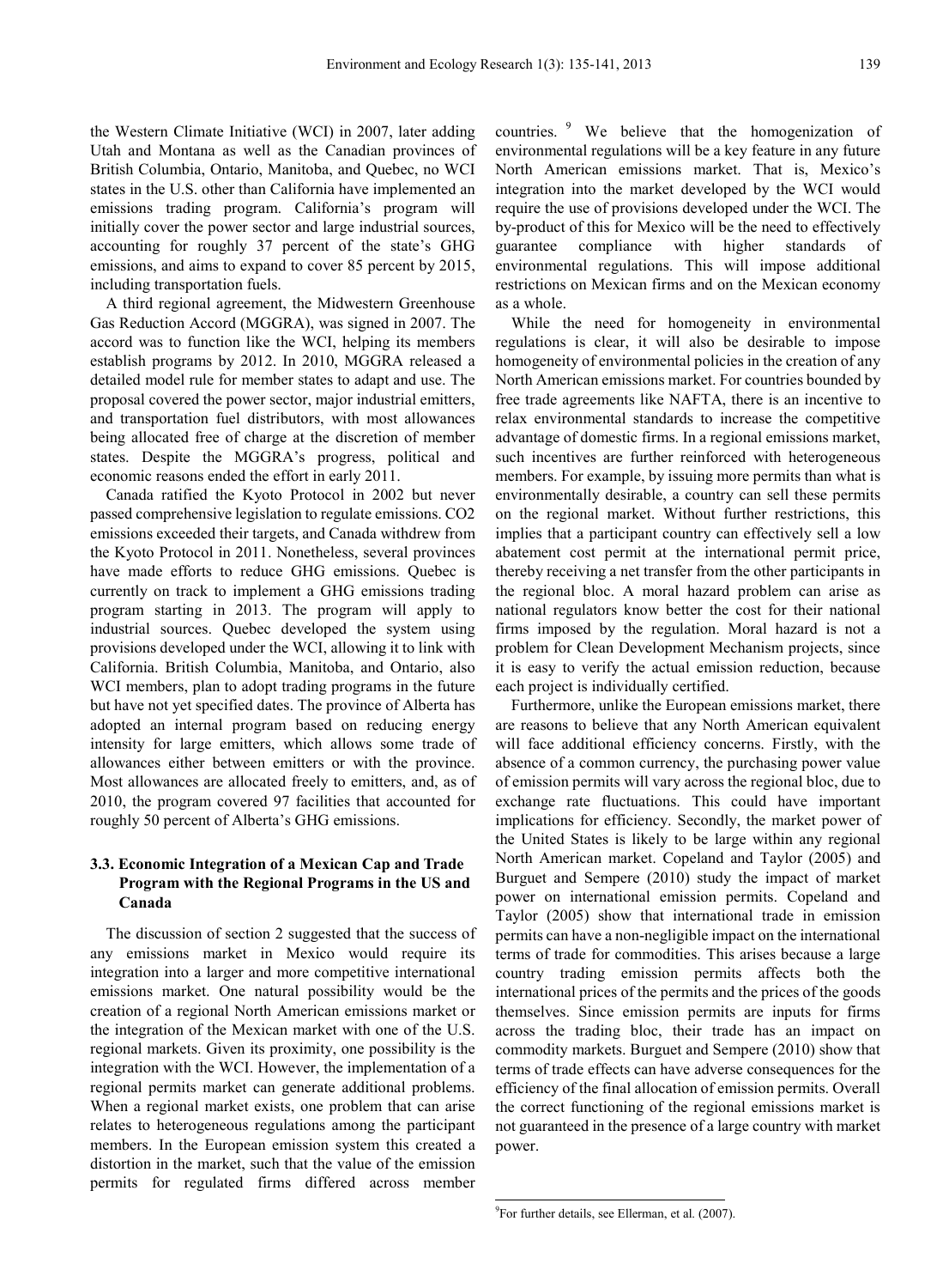the Western Climate Initiative (WCI) in 2007, later adding Utah and Montana as well as the Canadian provinces of British Columbia, Ontario, Manitoba, and Quebec, no WCI states in the U.S. other than California have implemented an emissions trading program. California's program will initially cover the power sector and large industrial sources, accounting for roughly 37 percent of the state's GHG emissions, and aims to expand to cover 85 percent by 2015, including transportation fuels.

A third regional agreement, the Midwestern Greenhouse Gas Reduction Accord (MGGRA), was signed in 2007. The accord was to function like the WCI, helping its members establish programs by 2012. In 2010, MGGRA released a detailed model rule for member states to adapt and use. The proposal covered the power sector, major industrial emitters, and transportation fuel distributors, with most allowances being allocated free of charge at the discretion of member states. Despite the MGGRA's progress, political and economic reasons ended the effort in early 2011.

Canada ratified the Kyoto Protocol in 2002 but never passed comprehensive legislation to regulate emissions. $CO_2$ emissions exceeded their targets, and Canada withdrew from the Kyoto Protocol in 2011. Nonetheless, several provinces have made efforts to reduce GHG emissions. Quebec is currently on track to implement a GHG emissions trading program starting in 2013. The program will apply to industrial sources. Quebec developed the system using provisions developed under the WCI, allowing it to link with California. British Columbia, Manitoba, and Ontario, also WCI members, plan to adopt trading programs in the future but have not yet specified dates. The province of Alberta has adopted an internal program based on reducing energy intensity for large emitters, which allows some trade of allowances either between emitters or with the province. Most allowances are allocated freely to emitters, and, as of 2010, the program covered 97 facilities that accounted for roughly 50 percent of Alberta's GHG emissions.

### 3.3. Economic Integration of a Mexican Cap and Trade Program with the Regional Programs in the US and Canada

The discussion of section 2 suggested that the success of any emissions market in Mexico would require its integration into a larger and more competitive international emissions market. One natural possibility would be the creation of a regional North American emissions market or the integration of the Mexican market with one of the U.S. regional markets. Given its proximity, one possibility is the integration with the WCI. However, the implementation of a regional permits market can generate additional problems. When a regional market exists, one problem that can arise relates to heterogeneous regulations among the participant members. In the European emission system this created a distortion in the market, such that the value of the emission permits for regulated firms differed across member countries. [9] We believe that the homogenization of environmental regulations will be a key feature in any future North American emissions market. That is, Mexico's integration into the market developed by the WCI would require the use of provisions developed under the WCI. The by-product of this for Mexico will be the need to effectively guarantee compliance with higher standards of environmental regulations. This will impose additional restrictions on Mexican firms and on the Mexican economy as a whole.

While the need for homogeneity in environmental regulations is clear, it will also be desirable to impose homogeneity of environmental policies in the creation of any North American emissions market. For countries bounded by free trade agreements like NAFTA, there is an incentive to relax environmental standards to increase the competitive advantage of domestic firms. In a regional emissions market, such incentives are further reinforced with heterogeneous members. For example, by issuing more permits than what is environmentally desirable, a country can sell these permits on the regional market. Without further restrictions, this implies that a participant country can effectively sell a low abatement cost permit at the international permit price, thereby receiving a net transfer from the other participants in the regional bloc. A moral hazard problem can arise as national regulators know better the cost for their national firms imposed by the regulation. Moral hazard is not a problem for Clean Development Mechanism projects, since it is easy to verify the actual emission reduction, because each project is individually certified.

Furthermore, unlike the European emissions market, there are reasons to believe that any North American equivalent will face additional efficiency concerns. Firstly, with the absence of a common currency, the purchasing power value of emission permits will vary across the regional bloc, due to exchange rate fluctuations. This could have important implications for efficiency. Secondly, the market power of the United States is likely to be large within any regional North American market. Copeland and Taylor (2005) and Burguet and Sempere (2010) study the impact of market power on international emission permits. Copeland and Taylor (2005) show that international trade in emission permits can have a non-negligible impact on the international terms of trade for commodities. This arises because a large country trading emission permits affects both the international prices of the permits and the prices of the goods themselves. Since emission permits are inputs for firms across the trading bloc, their trade has an impact on commodity markets. Burguet and Sempere (2010) show that terms of trade effects can have adverse consequences for the efficiency of the final allocation of emission permits. Overall the correct functioning of the regional emissions market is not guaranteed in the presence of a large country with market power.

[9] For further details, see Ellerman, et al. (2007).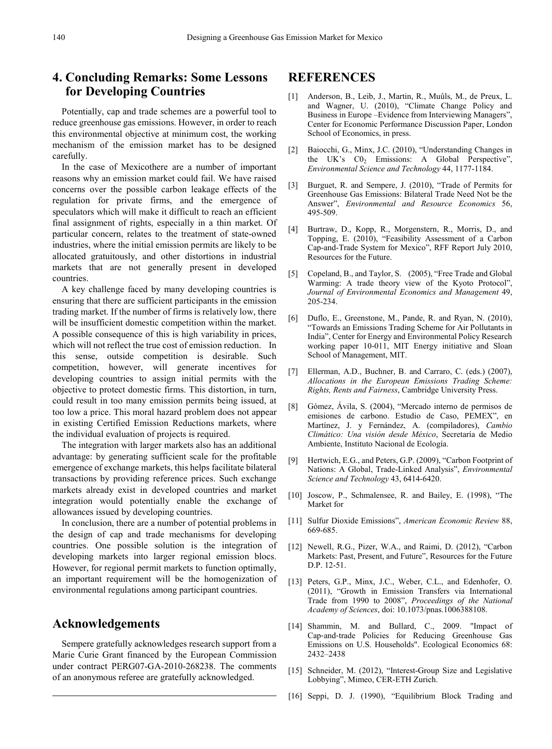## 4. Concluding Remarks: Some Lessons for Developing Countries

Potentially, cap and trade schemes are a powerful tool to reduce greenhouse gas emissions. However, in order to reach this environmental objective at minimum cost, the working mechanism of the emission market has to be designed carefully.

In the case of Mexicothere are a number of important reasons why an emission market could fail. We have raised concerns over the possible carbon leakage effects of the regulation for private firms, and the emergence of speculators which will make it difficult to reach an efficient final assignment of rights, especially in a thin market. Of particular concern, relates to the treatment of state-owned industries, where the initial emission permits are likely to be allocated gratuitously, and other distortions in industrial markets that are not generally present in developed countries.

A key challenge faced by many developing countries is ensuring that there are sufficient participants in the emission trading market. If the number of firms is relatively low, there will be insufficient domestic competition within the market. A possible consequence of this is high variability in prices, which will not reflect the true cost of emission reduction. In this sense, outside competition is desirable. Such competition, however, will generate incentives for developing countries to assign initial permits with the objective to protect domestic firms. This distortion, in turn, could result in too many emission permits being issued, at too low a price. This moral hazard problem does not appear in existing Certified Emission Reductions markets, where the individual evaluation of projects is required.

The integration with larger markets also has an additional advantage: by generating sufficient scale for the profitable emergence of exchange markets, this helps facilitate bilateral transactions by providing reference prices. Such exchange markets already exist in developed countries and market integration would potentially enable the exchange of allowances issued by developing countries.

In conclusion, there are a number of potential problems in the design of cap and trade mechanisms for developing countries. One possible solution is the integration of developing markets into larger regional emission blocs. However, for regional permit markets to function optimally, an important requirement will be the homogenization of environmental regulations among participant countries.

## Acknowledgements

Sempere gratefully acknowledges research support from a Marie Curie Grant financed by the European Commission under contract PERG07-GA-2010-268238. The comments of an anonymous referee are gratefully acknowledged.

## REFERENCES

[1] Anderson, B., Leib, J., Martin, R., Muûls, M., de Preux, L. and Wagner, U. (2010), "Climate Change Policy and Business in Europe –Evidence from Interviewing Managers", Center for Economic Performance Discussion Paper, London School of Economics, in press.

[2] Baiocchi, G., Minx, J.C. (2010), "Understanding Changes in the UK's $C0_2$ Emissions: A Global Perspective", *Environmental Science and Technology* 44, 1177-1184.

[3] Burguet, R. and Sempere, J. (2010), "Trade of Permits for Greenhouse Gas Emissions: Bilateral Trade Need Not be the Answer", *Environmental and Resource Economics* 56, 495-509.

[4] Burtraw, D., Kopp, R., Morgenstern, R., Morris, D., and Topping, E. (2010), "Feasibility Assessment of a Carbon Cap-and-Trade System for Mexico", RFF Report July 2010, Resources for the Future.

[5] Copeland, B., and Taylor, S. (2005), "Free Trade and Global Warming: A trade theory view of the Kyoto Protocol", *Journal of Environmental Economics and Management* 49, 205-234.

[6] Duflo, E., Greenstone, M., Pande, R. and Ryan, N. (2010), "Towards an Emissions Trading Scheme for Air Pollutants in India", Center for Energy and Environmental Policy Research working paper 10-011, MIT Energy initiative and Sloan School of Management, MIT.

[7] Ellerman, A.D., Buchner, B. and Carraro, C. (eds.) (2007), *Allocations in the European Emissions Trading Scheme: Rights, Rents and Fairness*, Cambridge University Press.

[8] Gómez, Ávila, S. (2004), "Mercado interno de permisos de emisiones de carbono. Estudio de Caso, PEMEX", en Martínez, J. y Fernández, A. (compiladores), *Cambio Climático: Una visión desde México*, Secretaría de Medio Ambiente, Instituto Nacional de Ecología.

[9] Hertwich, E.G., and Peters, G.P. (2009), "Carbon Footprint of Nations: A Global, Trade-Linked Analysis", *Environmental Science and Technology* 43, 6414-6420.

[10] Joscow, P., Schmalensee, R. and Bailey, E. (1998), "The Market for

[11] Sulfur Dioxide Emissions", *American Economic Review* 88, 669-685.

[12] Newell, R.G., Pizer, W.A., and Raimi, D. (2012), "Carbon Markets: Past, Present, and Future", Resources for the Future D.P. 12-51.

[13] Peters, G.P., Minx, J.C., Weber, C.L., and Edenhofer, O. (2011), "Growth in Emission Transfers via International Trade from 1990 to 2008", *Proceedings of the National Academy of Sciences*, doi: 10.1073/pnas.1006388108.

[14] Shammin, M. and Bullard, C., 2009. "Impact of Cap-and-trade Policies for Reducing Greenhouse Gas Emissions on U.S. Households". Ecological Economics 68: 2432–2438

[15] Schneider, M. (2012), "Interest-Group Size and Legislative Lobbying", Mimeo, CER-ETH Zurich.

[16] Seppi, D. J. (1990), "Equilibrium Block Trading and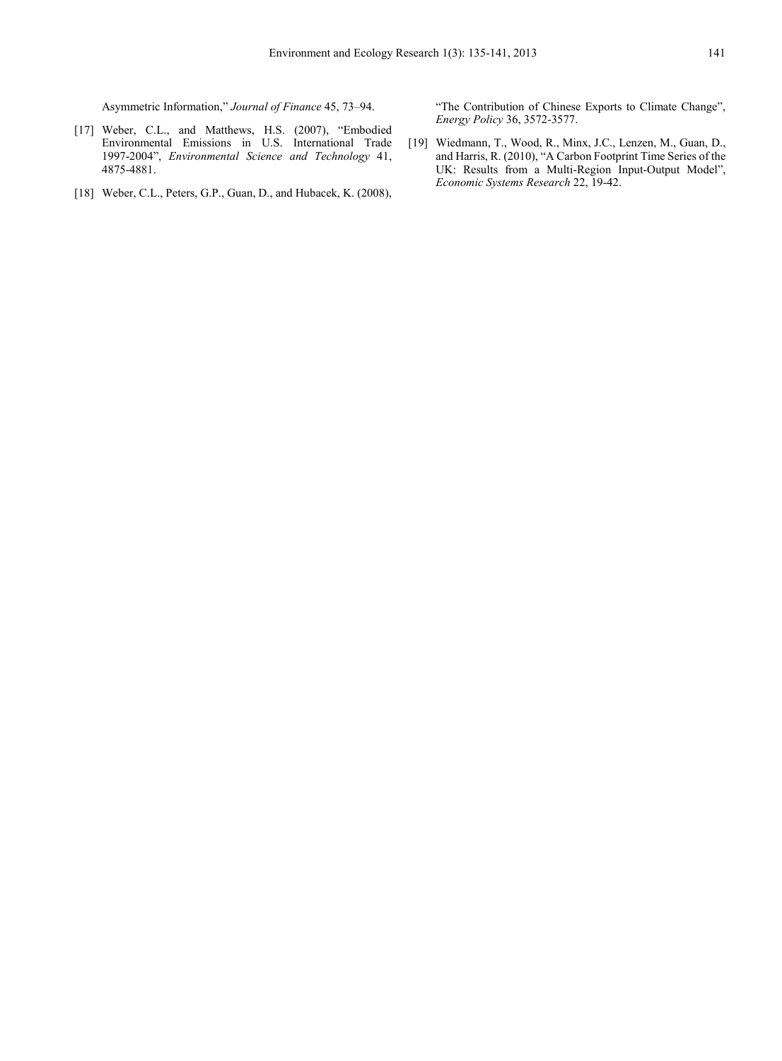Asymmetric Information," *Journal of Finance* 45, 73–94.

[17] Weber, C.L., and Matthews, H.S. (2007), "Embodied Environmental Emissions in U.S. International Trade 1997-2004", *Environmental Science and Technology* 41, 4875-4881.

[18] Weber, C.L., Peters, G.P., Guan, D., and Hubacek, K. (2008), "The Contribution of Chinese Exports to Climate Change", *Energy Policy* 36, 3572-3577.

[19] Wiedmann, T., Wood, R., Minx, J.C., Lenzen, M., Guan, D., and Harris, R. (2010), "A Carbon Footprint Time Series of the UK: Results from a Multi-Region Input-Output Model", *Economic Systems Research* 22, 19-42.